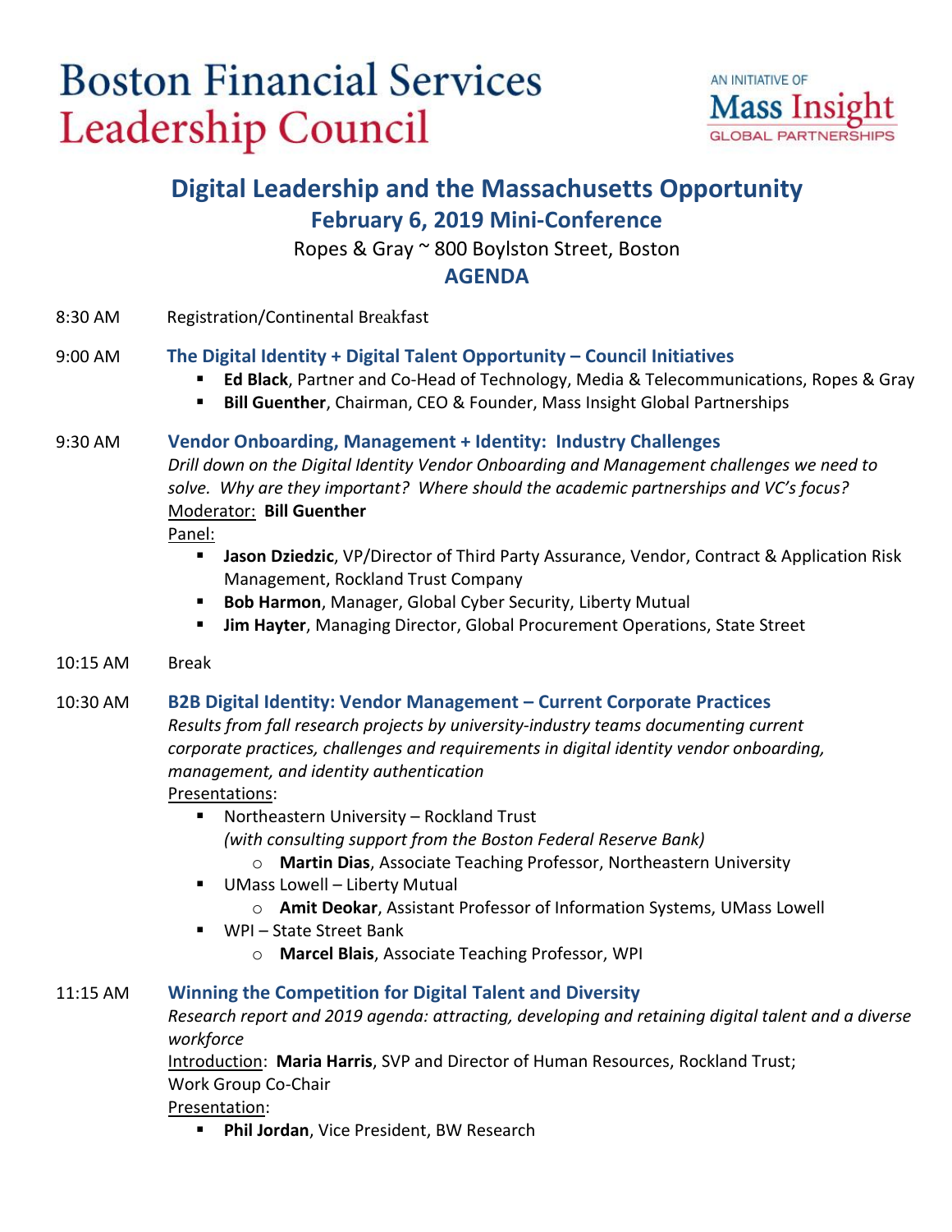# Boston Financial Services Leadership Council

AN INITIATIVE OF **Mass Insight** GLOBAL PARTNERSHIPS

## Digital Leadership and the Massachusetts Opportunity

### February 6, 2019 Mini-Conference

Ropes & Gray ~ 800 Boylston Street, Boston

### AGENDA

**8:30 AM** Registration/Continental Breakfast

**9:00 AM** **The Digital Identity + Digital Talent Opportunity – Council Initiatives**

- **Ed Black**, Partner and Co-Head of Technology, Media & Telecommunications, Ropes & Gray
- **Bill Guenther**, Chairman, CEO & Founder, Mass Insight Global Partnerships

**9:30 AM** **Vendor Onboarding, Management + Identity: Industry Challenges**

*Drill down on the Digital Identity Vendor Onboarding and Management challenges we need to solve. Why are they important? Where should the academic partnerships and VC's focus?*

Moderator: **Bill Guenther**

Panel:

- **Jason Dziedzic**, VP/Director of Third Party Assurance, Vendor, Contract & Application Risk Management, Rockland Trust Company
- **Bob Harmon**, Manager, Global Cyber Security, Liberty Mutual
- **Jim Hayter**, Managing Director, Global Procurement Operations, State Street

**10:15 AM** Break

**10:30 AM** **B2B Digital Identity: Vendor Management – Current Corporate Practices**

*Results from fall research projects by university-industry teams documenting current corporate practices, challenges and requirements in digital identity vendor onboarding, management, and identity authentication*

Presentations:

- Northeastern University – Rockland Trust
  *(with consulting support from the Boston Federal Reserve Bank)*
  - **Martin Dias**, Associate Teaching Professor, Northeastern University
- UMass Lowell – Liberty Mutual
  - **Amit Deokar**, Assistant Professor of Information Systems, UMass Lowell
- WPI – State Street Bank
  - **Marcel Blais**, Associate Teaching Professor, WPI

**11:15 AM** **Winning the Competition for Digital Talent and Diversity**

*Research report and 2019 agenda: attracting, developing and retaining digital talent and a diverse workforce*

Introduction: **Maria Harris**, SVP and Director of Human Resources, Rockland Trust; Work Group Co-Chair

Presentation:

- **Phil Jordan**, Vice President, BW Research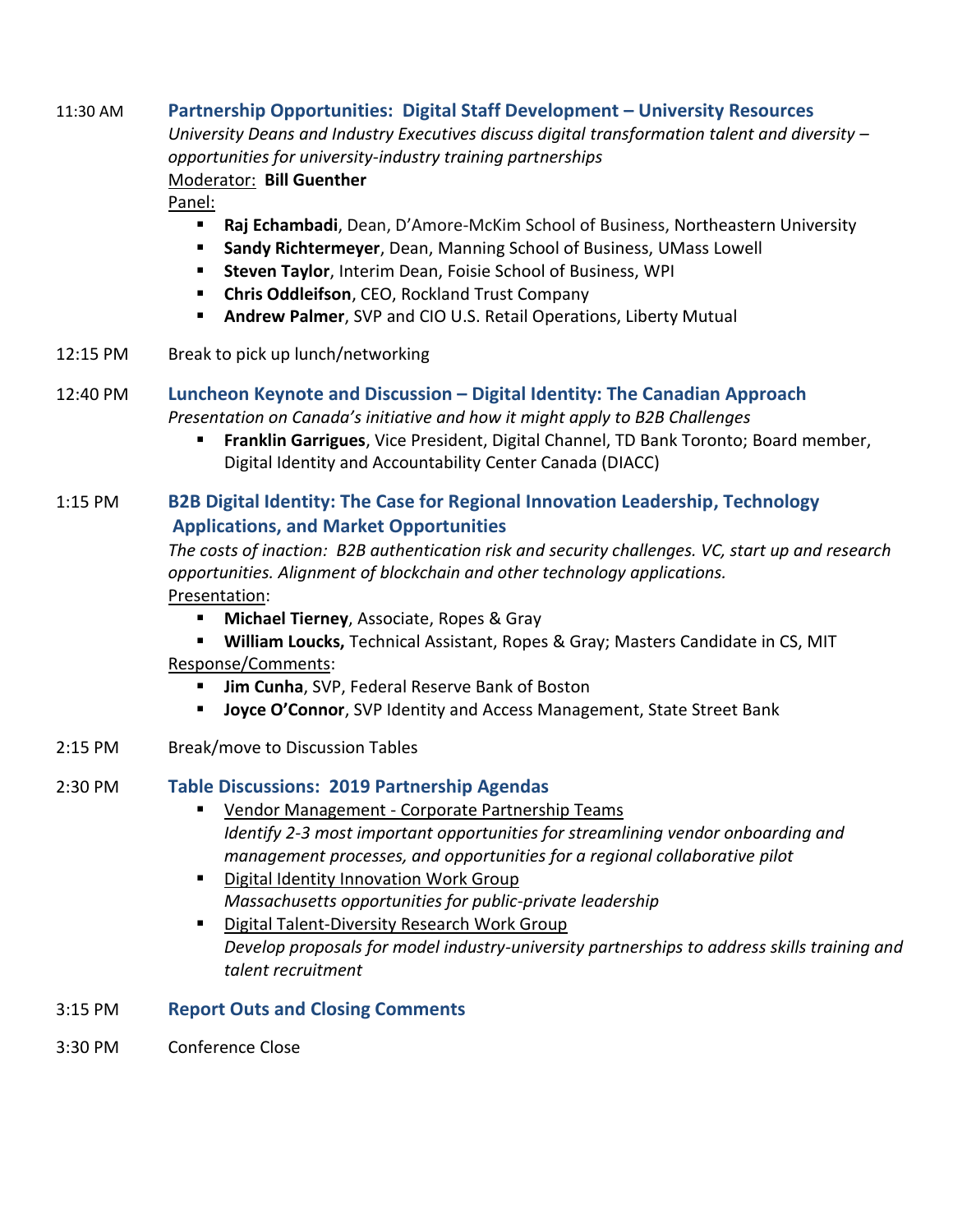11:30 AM **Partnership Opportunities: Digital Staff Development – University Resources**

*University Deans and Industry Executives discuss digital transformation talent and diversity – opportunities for university-industry training partnerships*

Moderator: **Bill Guenther**

Panel:

- **Raj Echambadi**, Dean, D'Amore-McKim School of Business, Northeastern University
- **Sandy Richtermeyer**, Dean, Manning School of Business, UMass Lowell
- **Steven Taylor**, Interim Dean, Foisie School of Business, WPI
- **Chris Oddleifson**, CEO, Rockland Trust Company
- **Andrew Palmer**, SVP and CIO U.S. Retail Operations, Liberty Mutual

12:15 PM Break to pick up lunch/networking

12:40 PM **Luncheon Keynote and Discussion – Digital Identity: The Canadian Approach**

*Presentation on Canada's initiative and how it might apply to B2B Challenges*

- **Franklin Garrigues**, Vice President, Digital Channel, TD Bank Toronto; Board member, Digital Identity and Accountability Center Canada (DIACC)

1:15 PM **B2B Digital Identity: The Case for Regional Innovation Leadership, Technology Applications, and Market Opportunities**

*The costs of inaction: B2B authentication risk and security challenges. VC, start up and research opportunities. Alignment of blockchain and other technology applications.*

Presentation:

- **Michael Tierney**, Associate, Ropes & Gray
- **William Loucks,** Technical Assistant, Ropes & Gray; Masters Candidate in CS, MIT

Response/Comments:

- **Jim Cunha**, SVP, Federal Reserve Bank of Boston
- **Joyce O'Connor**, SVP Identity and Access Management, State Street Bank

2:15 PM Break/move to Discussion Tables

2:30 PM **Table Discussions: 2019 Partnership Agendas**

- Vendor Management - Corporate Partnership Teams
  *Identify 2-3 most important opportunities for streamlining vendor onboarding and management processes, and opportunities for a regional collaborative pilot*
- Digital Identity Innovation Work Group
  *Massachusetts opportunities for public-private leadership*
- Digital Talent-Diversity Research Work Group
  *Develop proposals for model industry-university partnerships to address skills training and talent recruitment*

3:15 PM **Report Outs and Closing Comments**

3:30 PM Conference Close